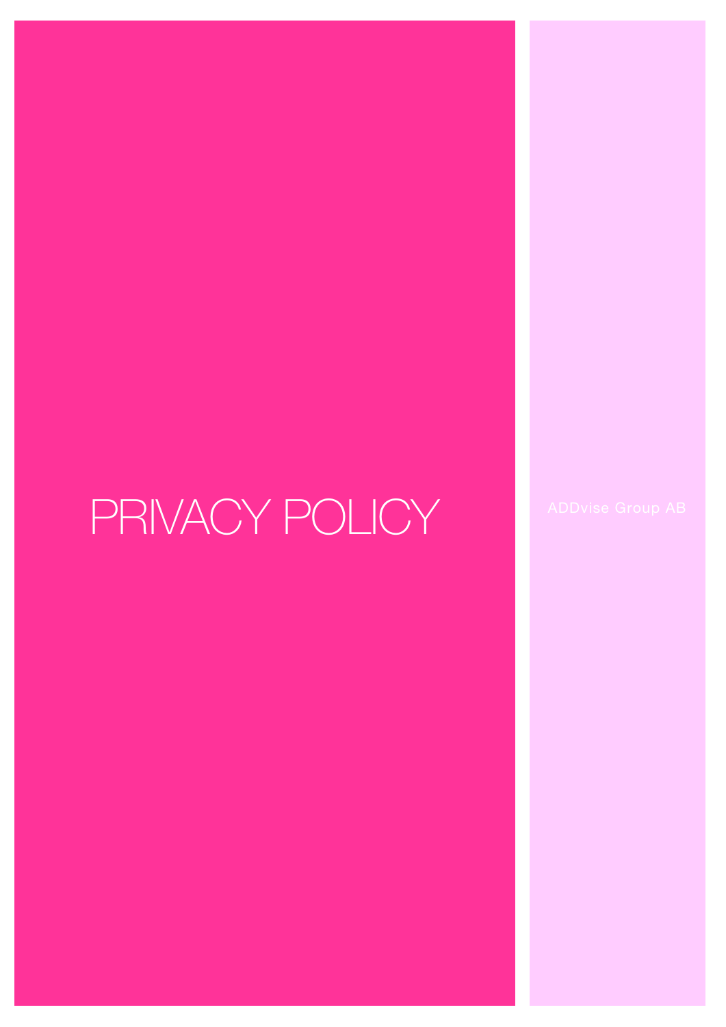# PRIVACY POLICY

ADDvise Group AB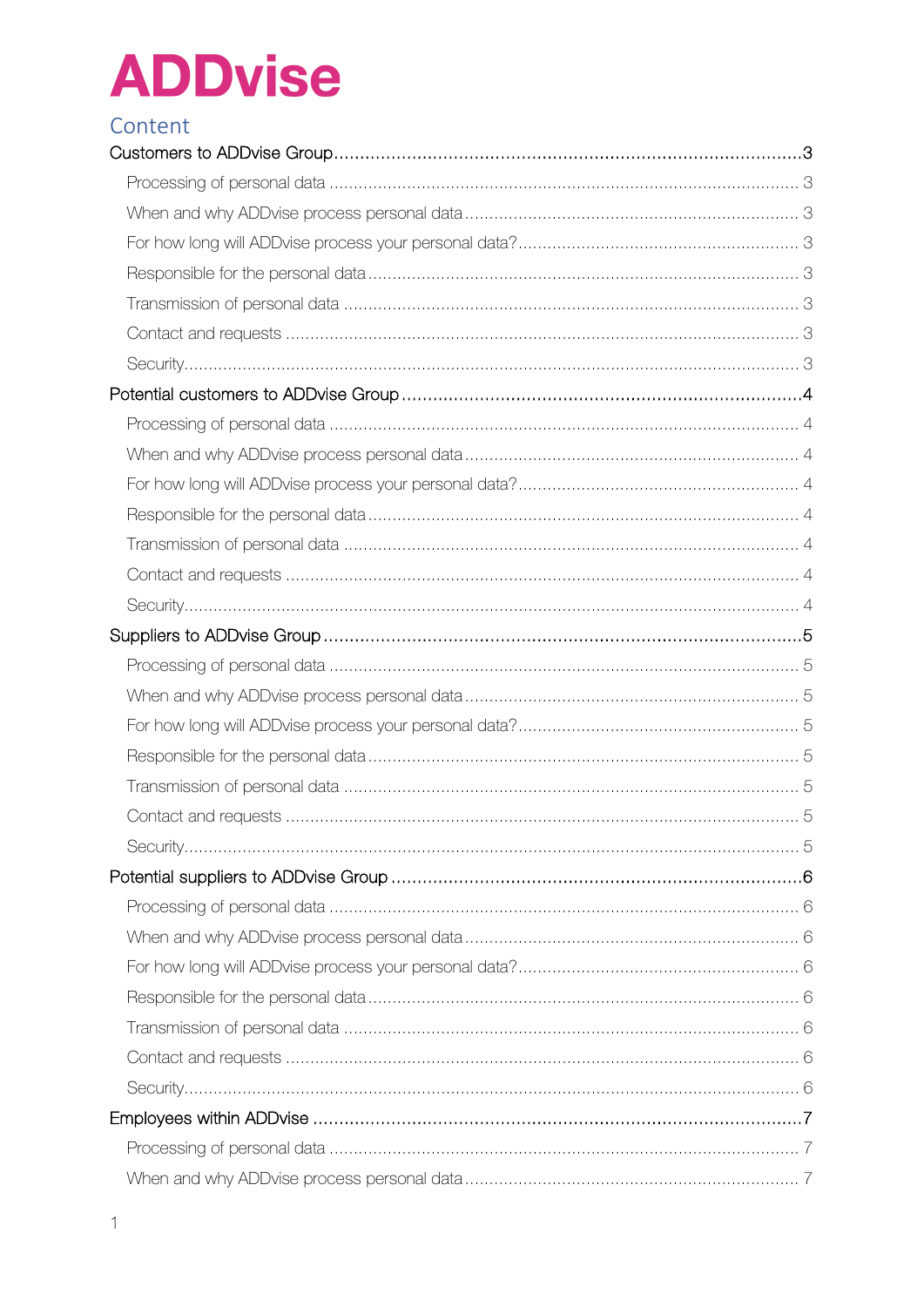# ADDvise

## Content

Customers to ADDvise Group ... 3
- Processing of personal data ... 3
- When and why ADDvise process personal data ... 3
- For how long will ADDvise process your personal data? ... 3
- Responsible for the personal data ... 3
- Transmission of personal data ... 3
- Contact and requests ... 3
- Security ... 3

Potential customers to ADDvise Group ... 4
- Processing of personal data ... 4
- When and why ADDvise process personal data ... 4
- For how long will ADDvise process your personal data? ... 4
- Responsible for the personal data ... 4
- Transmission of personal data ... 4
- Contact and requests ... 4
- Security ... 4

Suppliers to ADDvise Group ... 5
- Processing of personal data ... 5
- When and why ADDvise process personal data ... 5
- For how long will ADDvise process your personal data? ... 5
- Responsible for the personal data ... 5
- Transmission of personal data ... 5
- Contact and requests ... 5
- Security ... 5

Potential suppliers to ADDvise Group ... 6
- Processing of personal data ... 6
- When and why ADDvise process personal data ... 6
- For how long will ADDvise process your personal data? ... 6
- Responsible for the personal data ... 6
- Transmission of personal data ... 6
- Contact and requests ... 6
- Security ... 6

Employees within ADDvise ... 7
- Processing of personal data ... 7
- When and why ADDvise process personal data ... 7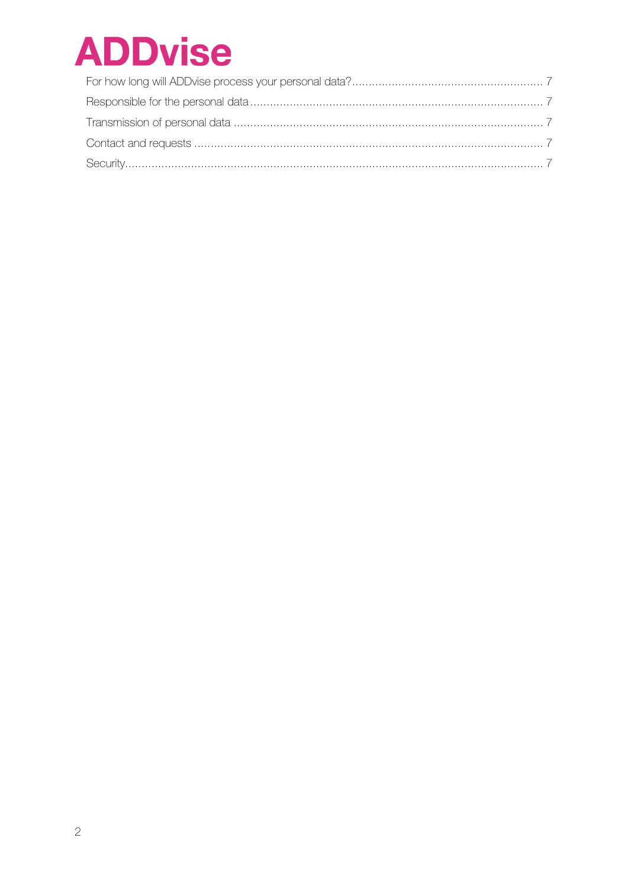For how long will ADDvise process your personal data? ........................................................ 7
Responsible for the personal data ........................................................................................ 7
Transmission of personal data ............................................................................................. 7
Contact and requests ........................................................................................................ 7
Security ............................................................................................................................ 7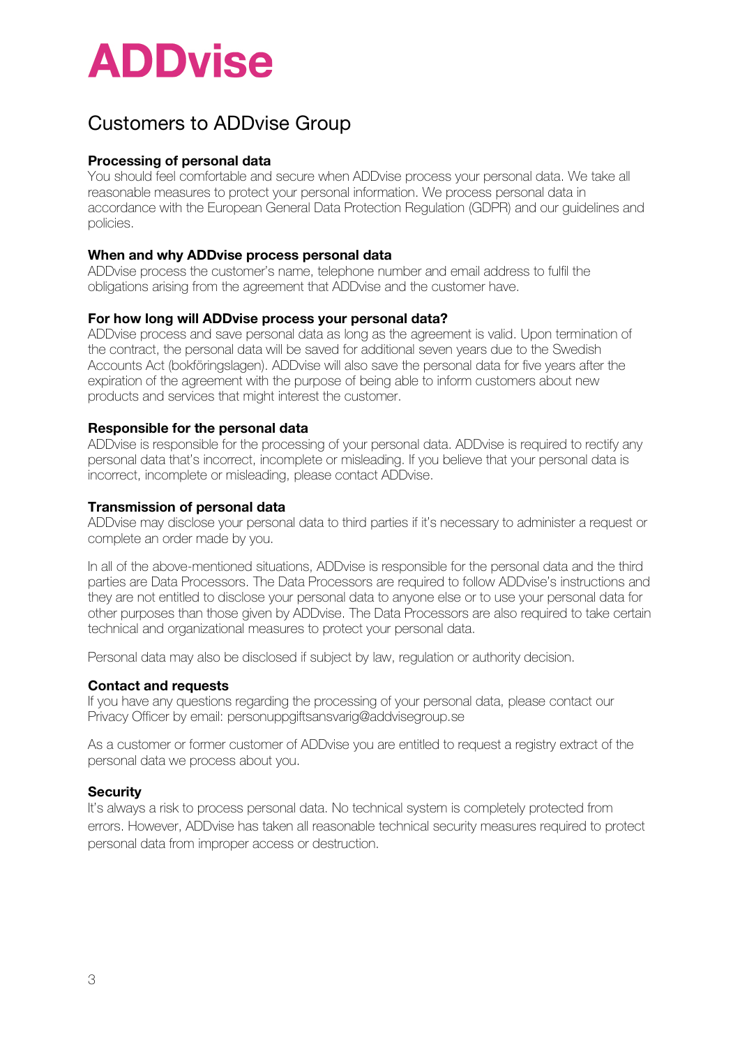# ADDvise

## Customers to ADDvise Group

**Processing of personal data**
You should feel comfortable and secure when ADDvise process your personal data. We take all reasonable measures to protect your personal information. We process personal data in accordance with the European General Data Protection Regulation (GDPR) and our guidelines and policies.

**When and why ADDvise process personal data**
ADDvise process the customer's name, telephone number and email address to fulfil the obligations arising from the agreement that ADDvise and the customer have.

**For how long will ADDvise process your personal data?**
ADDvise process and save personal data as long as the agreement is valid. Upon termination of the contract, the personal data will be saved for additional seven years due to the Swedish Accounts Act (bokföringslagen). ADDvise will also save the personal data for five years after the expiration of the agreement with the purpose of being able to inform customers about new products and services that might interest the customer.

**Responsible for the personal data**
ADDvise is responsible for the processing of your personal data. ADDvise is required to rectify any personal data that's incorrect, incomplete or misleading. If you believe that your personal data is incorrect, incomplete or misleading, please contact ADDvise.

**Transmission of personal data**
ADDvise may disclose your personal data to third parties if it's necessary to administer a request or complete an order made by you.

In all of the above-mentioned situations, ADDvise is responsible for the personal data and the third parties are Data Processors. The Data Processors are required to follow ADDvise's instructions and they are not entitled to disclose your personal data to anyone else or to use your personal data for other purposes than those given by ADDvise. The Data Processors are also required to take certain technical and organizational measures to protect your personal data.

Personal data may also be disclosed if subject by law, regulation or authority decision.

**Contact and requests**
If you have any questions regarding the processing of your personal data, please contact our Privacy Officer by email: personuppgiftsansvarig@addvisegroup.se

As a customer or former customer of ADDvise you are entitled to request a registry extract of the personal data we process about you.

**Security**
It's always a risk to process personal data. No technical system is completely protected from errors. However, ADDvise has taken all reasonable technical security measures required to protect personal data from improper access or destruction.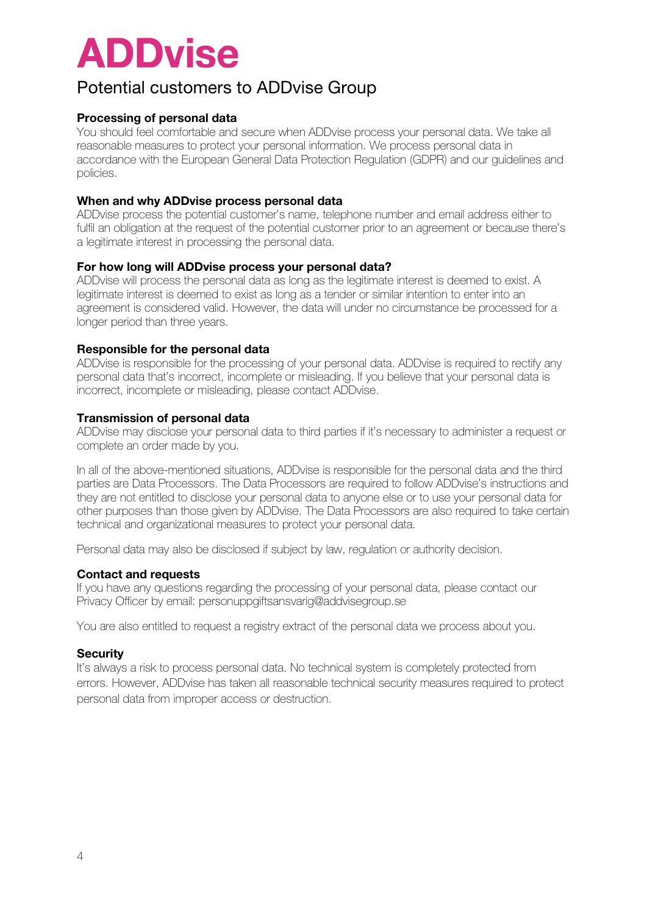# ADDvise

## Potential customers to ADDvise Group

**Processing of personal data**
You should feel comfortable and secure when ADDvise process your personal data. We take all reasonable measures to protect your personal information. We process personal data in accordance with the European General Data Protection Regulation (GDPR) and our guidelines and policies.

**When and why ADDvise process personal data**
ADDvise process the potential customer's name, telephone number and email address either to fulfil an obligation at the request of the potential customer prior to an agreement or because there's a legitimate interest in processing the personal data.

**For how long will ADDvise process your personal data?**
ADDvise will process the personal data as long as the legitimate interest is deemed to exist. A legitimate interest is deemed to exist as long as a tender or similar intention to enter into an agreement is considered valid. However, the data will under no circumstance be processed for a longer period than three years.

**Responsible for the personal data**
ADDvise is responsible for the processing of your personal data. ADDvise is required to rectify any personal data that's incorrect, incomplete or misleading. If you believe that your personal data is incorrect, incomplete or misleading, please contact ADDvise.

**Transmission of personal data**
ADDvise may disclose your personal data to third parties if it's necessary to administer a request or complete an order made by you.

In all of the above-mentioned situations, ADDvise is responsible for the personal data and the third parties are Data Processors. The Data Processors are required to follow ADDvise's instructions and they are not entitled to disclose your personal data to anyone else or to use your personal data for other purposes than those given by ADDvise. The Data Processors are also required to take certain technical and organizational measures to protect your personal data.

Personal data may also be disclosed if subject by law, regulation or authority decision.

**Contact and requests**
If you have any questions regarding the processing of your personal data, please contact our Privacy Officer by email: personuppgiftsansvarig@addvisegroup.se

You are also entitled to request a registry extract of the personal data we process about you.

**Security**
It's always a risk to process personal data. No technical system is completely protected from errors. However, ADDvise has taken all reasonable technical security measures required to protect personal data from improper access or destruction.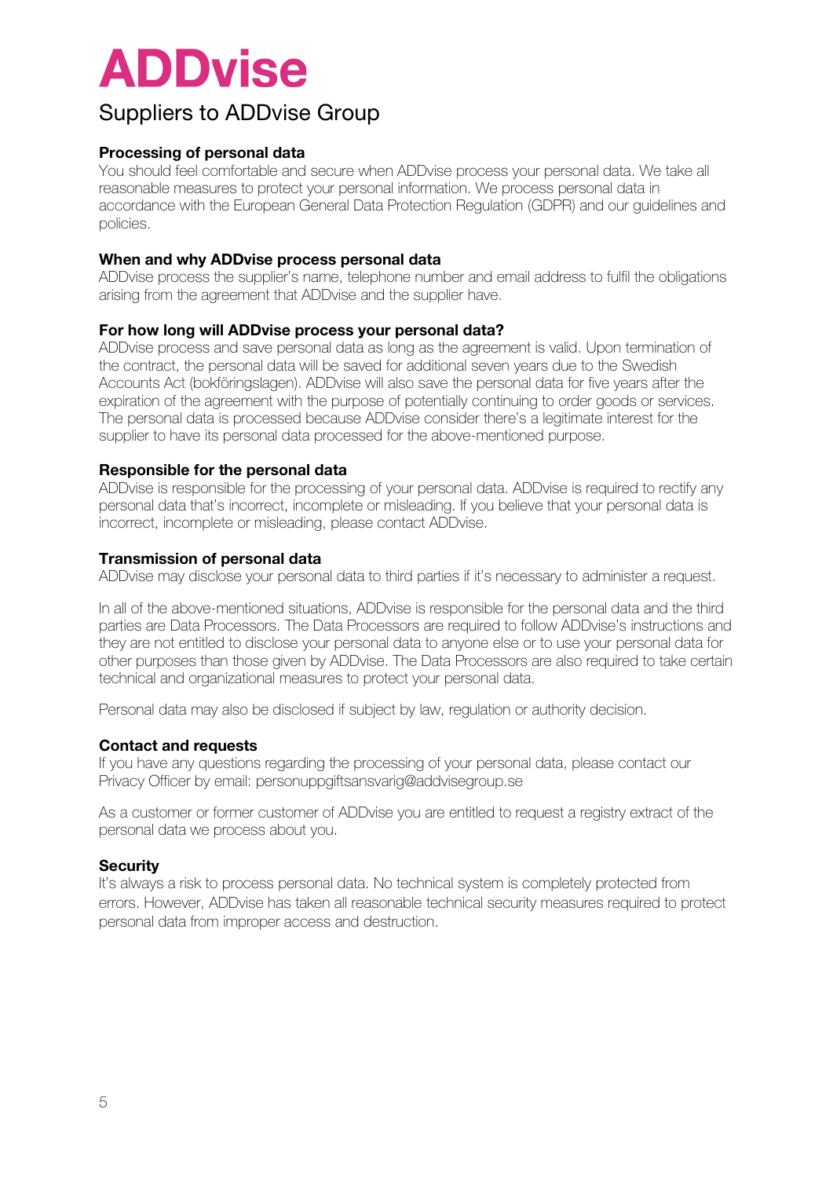# ADDvise

## Suppliers to ADDvise Group

### Processing of personal data

You should feel comfortable and secure when ADDvise process your personal data. We take all reasonable measures to protect your personal information. We process personal data in accordance with the European General Data Protection Regulation (GDPR) and our guidelines and policies.

### When and why ADDvise process personal data

ADDvise process the supplier's name, telephone number and email address to fulfil the obligations arising from the agreement that ADDvise and the supplier have.

### For how long will ADDvise process your personal data?

ADDvise process and save personal data as long as the agreement is valid. Upon termination of the contract, the personal data will be saved for additional seven years due to the Swedish Accounts Act (bokföringslagen). ADDvise will also save the personal data for five years after the expiration of the agreement with the purpose of potentially continuing to order goods or services. The personal data is processed because ADDvise consider there's a legitimate interest for the supplier to have its personal data processed for the above-mentioned purpose.

### Responsible for the personal data

ADDvise is responsible for the processing of your personal data. ADDvise is required to rectify any personal data that's incorrect, incomplete or misleading. If you believe that your personal data is incorrect, incomplete or misleading, please contact ADDvise.

### Transmission of personal data

ADDvise may disclose your personal data to third parties if it's necessary to administer a request.

In all of the above-mentioned situations, ADDvise is responsible for the personal data and the third parties are Data Processors. The Data Processors are required to follow ADDvise's instructions and they are not entitled to disclose your personal data to anyone else or to use your personal data for other purposes than those given by ADDvise. The Data Processors are also required to take certain technical and organizational measures to protect your personal data.

Personal data may also be disclosed if subject by law, regulation or authority decision.

### Contact and requests

If you have any questions regarding the processing of your personal data, please contact our Privacy Officer by email: personuppgiftsansvarig@addvisegroup.se

As a customer or former customer of ADDvise you are entitled to request a registry extract of the personal data we process about you.

### Security

It's always a risk to process personal data. No technical system is completely protected from errors. However, ADDvise has taken all reasonable technical security measures required to protect personal data from improper access and destruction.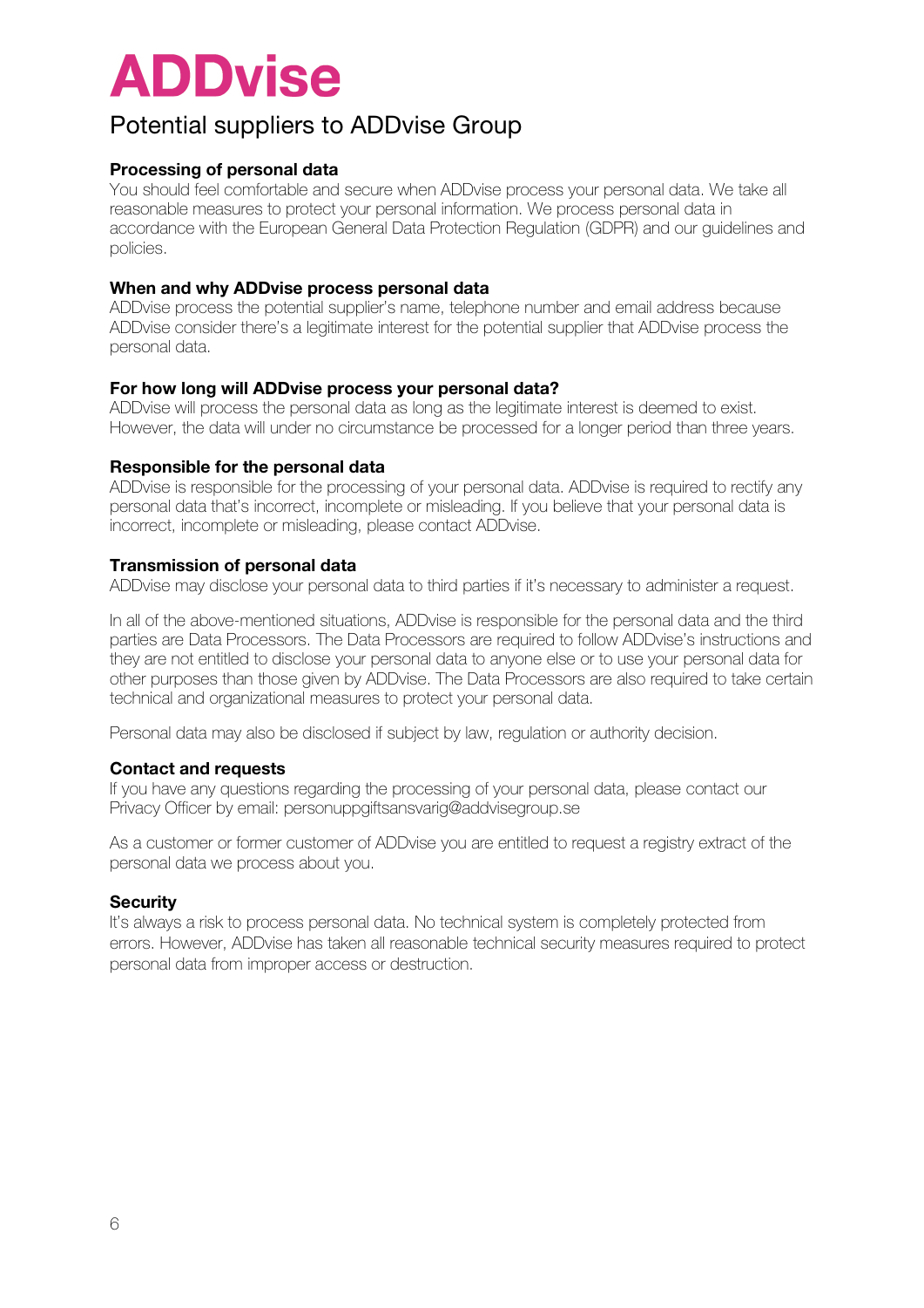# ADDvise

## Potential suppliers to ADDvise Group

### Processing of personal data

You should feel comfortable and secure when ADDvise process your personal data. We take all reasonable measures to protect your personal information. We process personal data in accordance with the European General Data Protection Regulation (GDPR) and our guidelines and policies.

### When and why ADDvise process personal data

ADDvise process the potential supplier's name, telephone number and email address because ADDvise consider there's a legitimate interest for the potential supplier that ADDvise process the personal data.

### For how long will ADDvise process your personal data?

ADDvise will process the personal data as long as the legitimate interest is deemed to exist. However, the data will under no circumstance be processed for a longer period than three years.

### Responsible for the personal data

ADDvise is responsible for the processing of your personal data. ADDvise is required to rectify any personal data that's incorrect, incomplete or misleading. If you believe that your personal data is incorrect, incomplete or misleading, please contact ADDvise.

### Transmission of personal data

ADDvise may disclose your personal data to third parties if it's necessary to administer a request.

In all of the above-mentioned situations, ADDvise is responsible for the personal data and the third parties are Data Processors. The Data Processors are required to follow ADDvise's instructions and they are not entitled to disclose your personal data to anyone else or to use your personal data for other purposes than those given by ADDvise. The Data Processors are also required to take certain technical and organizational measures to protect your personal data.

Personal data may also be disclosed if subject by law, regulation or authority decision.

### Contact and requests

If you have any questions regarding the processing of your personal data, please contact our Privacy Officer by email: personuppgiftsansvarig@addvisegroup.se

As a customer or former customer of ADDvise you are entitled to request a registry extract of the personal data we process about you.

### Security

It's always a risk to process personal data. No technical system is completely protected from errors. However, ADDvise has taken all reasonable technical security measures required to protect personal data from improper access or destruction.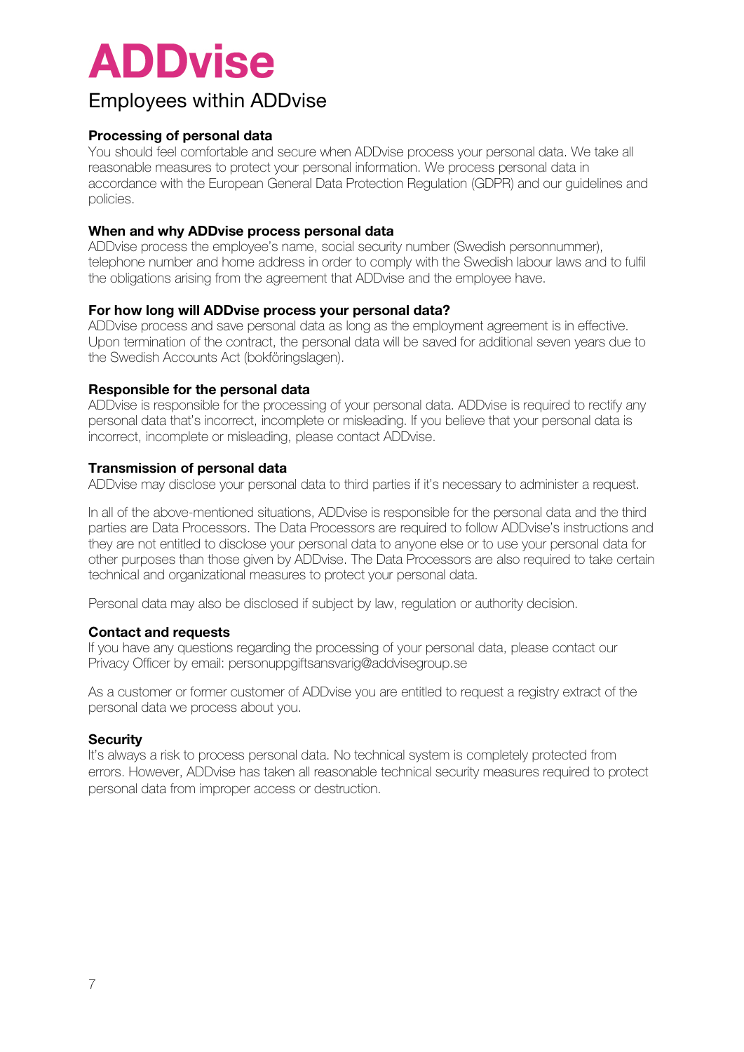# ADDvise

## Employees within ADDvise

### Processing of personal data

You should feel comfortable and secure when ADDvise process your personal data. We take all reasonable measures to protect your personal information. We process personal data in accordance with the European General Data Protection Regulation (GDPR) and our guidelines and policies.

### When and why ADDvise process personal data

ADDvise process the employee's name, social security number (Swedish personnummer), telephone number and home address in order to comply with the Swedish labour laws and to fulfil the obligations arising from the agreement that ADDvise and the employee have.

### For how long will ADDvise process your personal data?

ADDvise process and save personal data as long as the employment agreement is in effective. Upon termination of the contract, the personal data will be saved for additional seven years due to the Swedish Accounts Act (bokföringslagen).

### Responsible for the personal data

ADDvise is responsible for the processing of your personal data. ADDvise is required to rectify any personal data that's incorrect, incomplete or misleading. If you believe that your personal data is incorrect, incomplete or misleading, please contact ADDvise.

### Transmission of personal data

ADDvise may disclose your personal data to third parties if it's necessary to administer a request.

In all of the above-mentioned situations, ADDvise is responsible for the personal data and the third parties are Data Processors. The Data Processors are required to follow ADDvise's instructions and they are not entitled to disclose your personal data to anyone else or to use your personal data for other purposes than those given by ADDvise. The Data Processors are also required to take certain technical and organizational measures to protect your personal data.

Personal data may also be disclosed if subject by law, regulation or authority decision.

### Contact and requests

If you have any questions regarding the processing of your personal data, please contact our Privacy Officer by email: personuppgiftsansvarig@addvisegroup.se

As a customer or former customer of ADDvise you are entitled to request a registry extract of the personal data we process about you.

### Security

It's always a risk to process personal data. No technical system is completely protected from errors. However, ADDvise has taken all reasonable technical security measures required to protect personal data from improper access or destruction.